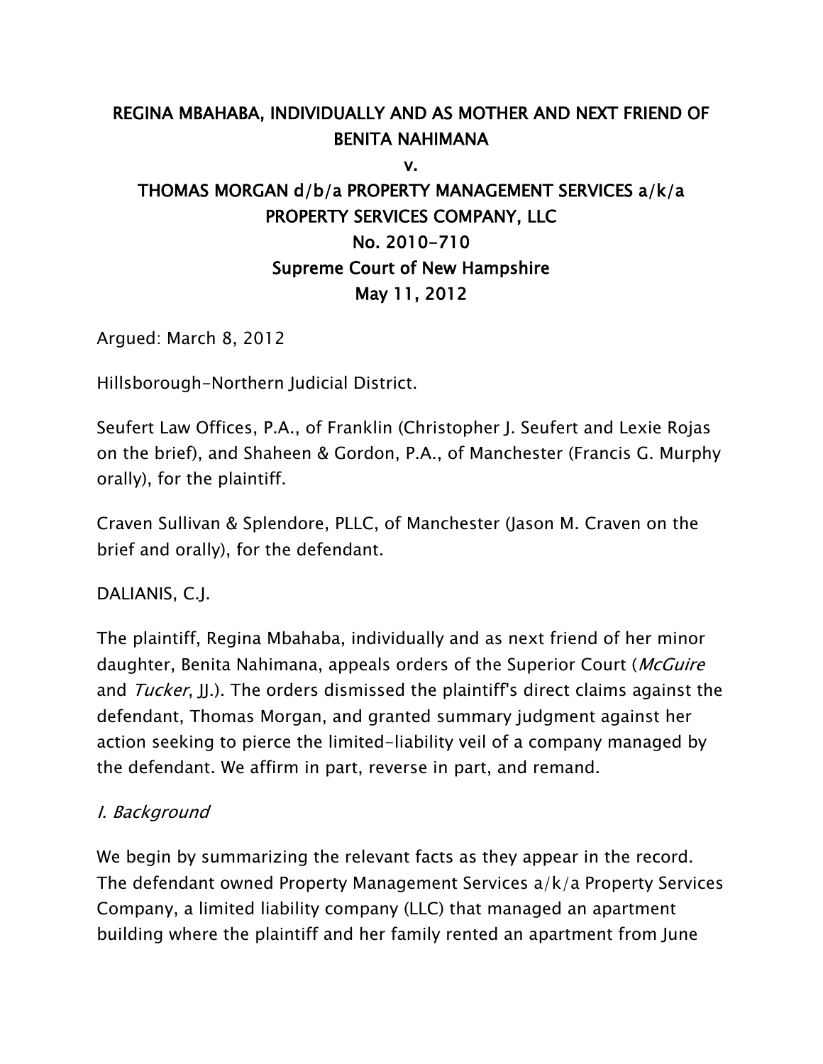**REGINA MBAHABA, INDIVIDUALLY AND AS MOTHER AND NEXT FRIEND OF BENITA NAHIMANA**

**v.**

**THOMAS MORGAN d/b/a PROPERTY MANAGEMENT SERVICES a/k/a PROPERTY SERVICES COMPANY, LLC**

**No. 2010-710**

**Supreme Court of New Hampshire**

**May 11, 2012**

Argued: March 8, 2012

Hillsborough-Northern Judicial District.

Seufert Law Offices, P.A., of Franklin (Christopher J. Seufert and Lexie Rojas on the brief), and Shaheen & Gordon, P.A., of Manchester (Francis G. Murphy orally), for the plaintiff.

Craven Sullivan & Splendore, PLLC, of Manchester (Jason M. Craven on the brief and orally), for the defendant.

DALIANIS, C.J.

The plaintiff, Regina Mbahaba, individually and as next friend of her minor daughter, Benita Nahimana, appeals orders of the Superior Court (*McGuire* and *Tucker*, JJ.). The orders dismissed the plaintiff's direct claims against the defendant, Thomas Morgan, and granted summary judgment against her action seeking to pierce the limited-liability veil of a company managed by the defendant. We affirm in part, reverse in part, and remand.

*I. Background*

We begin by summarizing the relevant facts as they appear in the record. The defendant owned Property Management Services a/k/a Property Services Company, a limited liability company (LLC) that managed an apartment building where the plaintiff and her family rented an apartment from June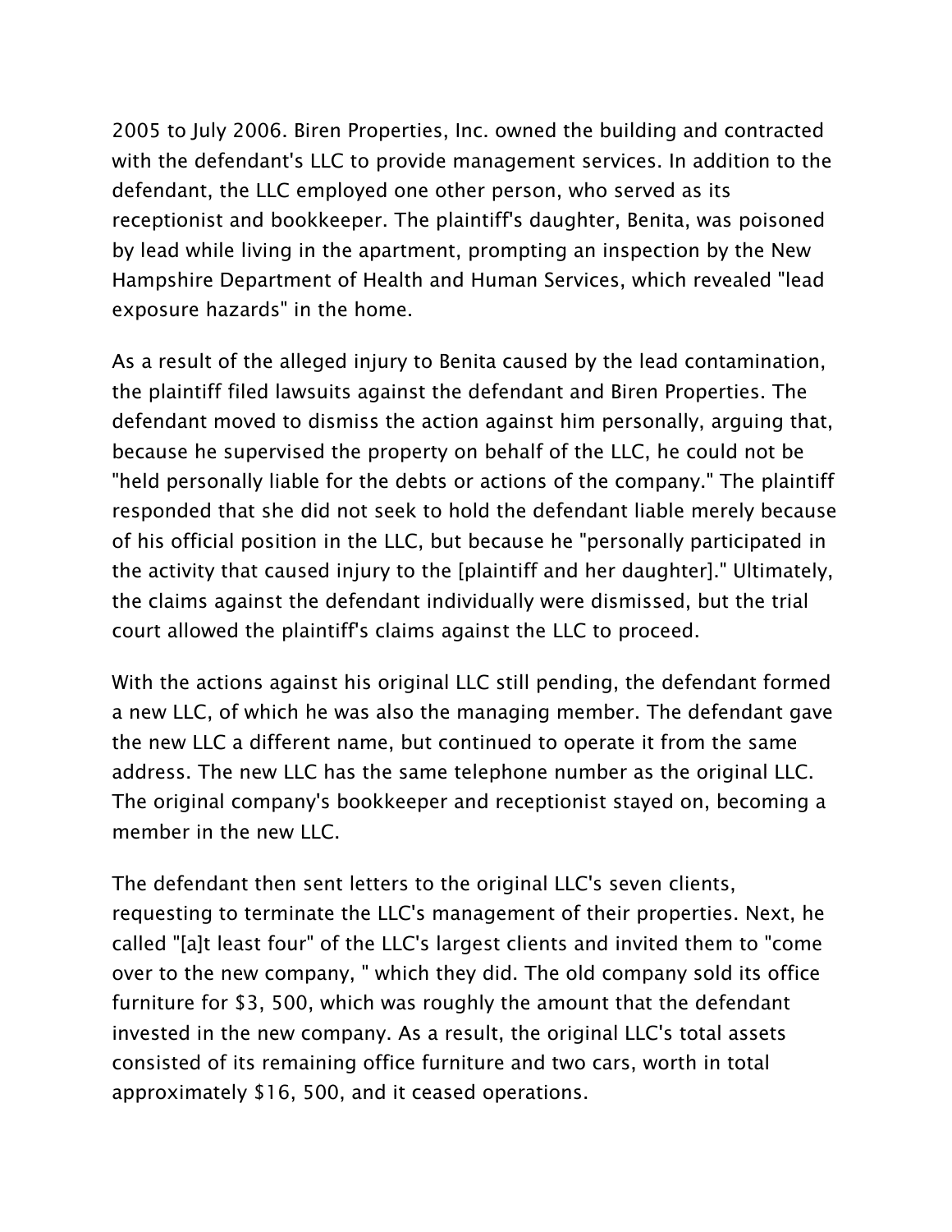2005 to July 2006. Biren Properties, Inc. owned the building and contracted with the defendant's LLC to provide management services. In addition to the defendant, the LLC employed one other person, who served as its receptionist and bookkeeper. The plaintiff's daughter, Benita, was poisoned by lead while living in the apartment, prompting an inspection by the New Hampshire Department of Health and Human Services, which revealed "lead exposure hazards" in the home.

As a result of the alleged injury to Benita caused by the lead contamination, the plaintiff filed lawsuits against the defendant and Biren Properties. The defendant moved to dismiss the action against him personally, arguing that, because he supervised the property on behalf of the LLC, he could not be "held personally liable for the debts or actions of the company." The plaintiff responded that she did not seek to hold the defendant liable merely because of his official position in the LLC, but because he "personally participated in the activity that caused injury to the [plaintiff and her daughter]." Ultimately, the claims against the defendant individually were dismissed, but the trial court allowed the plaintiff's claims against the LLC to proceed.

With the actions against his original LLC still pending, the defendant formed a new LLC, of which he was also the managing member. The defendant gave the new LLC a different name, but continued to operate it from the same address. The new LLC has the same telephone number as the original LLC. The original company's bookkeeper and receptionist stayed on, becoming a member in the new LLC.

The defendant then sent letters to the original LLC's seven clients, requesting to terminate the LLC's management of their properties. Next, he called "[a]t least four" of the LLC's largest clients and invited them to "come over to the new company, " which they did. The old company sold its office furniture for $3, 500, which was roughly the amount that the defendant invested in the new company. As a result, the original LLC's total assets consisted of its remaining office furniture and two cars, worth in total approximately $16, 500, and it ceased operations.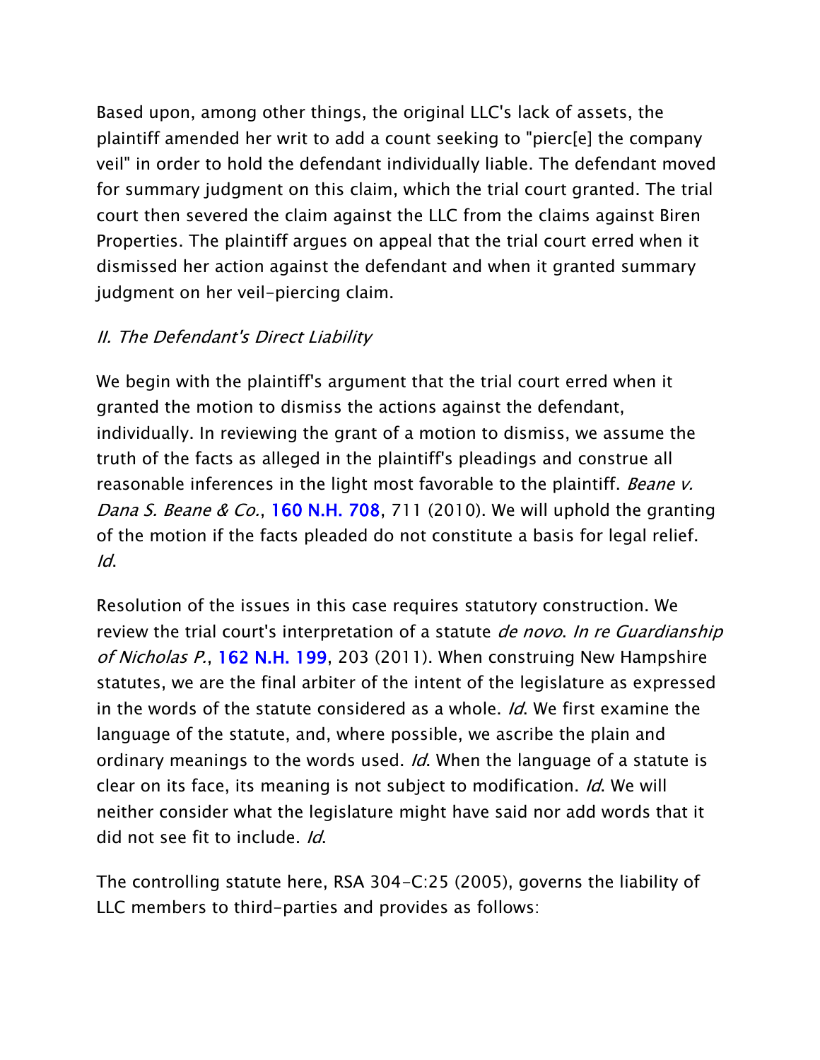Based upon, among other things, the original LLC's lack of assets, the plaintiff amended her writ to add a count seeking to "pierc[e] the company veil" in order to hold the defendant individually liable. The defendant moved for summary judgment on this claim, which the trial court granted. The trial court then severed the claim against the LLC from the claims against Biren Properties. The plaintiff argues on appeal that the trial court erred when it dismissed her action against the defendant and when it granted summary judgment on her veil-piercing claim.

*II. The Defendant's Direct Liability*

We begin with the plaintiff's argument that the trial court erred when it granted the motion to dismiss the actions against the defendant, individually. In reviewing the grant of a motion to dismiss, we assume the truth of the facts as alleged in the plaintiff's pleadings and construe all reasonable inferences in the light most favorable to the plaintiff. *Beane v. Dana S. Beane & Co.*, 160 N.H. 708, 711 (2010). We will uphold the granting of the motion if the facts pleaded do not constitute a basis for legal relief. *Id*.

Resolution of the issues in this case requires statutory construction. We review the trial court's interpretation of a statute *de novo*. *In re Guardianship of Nicholas P.*, 162 N.H. 199, 203 (2011). When construing New Hampshire statutes, we are the final arbiter of the intent of the legislature as expressed in the words of the statute considered as a whole. *Id*. We first examine the language of the statute, and, where possible, we ascribe the plain and ordinary meanings to the words used. *Id*. When the language of a statute is clear on its face, its meaning is not subject to modification. *Id*. We will neither consider what the legislature might have said nor add words that it did not see fit to include. *Id*.

The controlling statute here, RSA 304-C:25 (2005), governs the liability of LLC members to third-parties and provides as follows: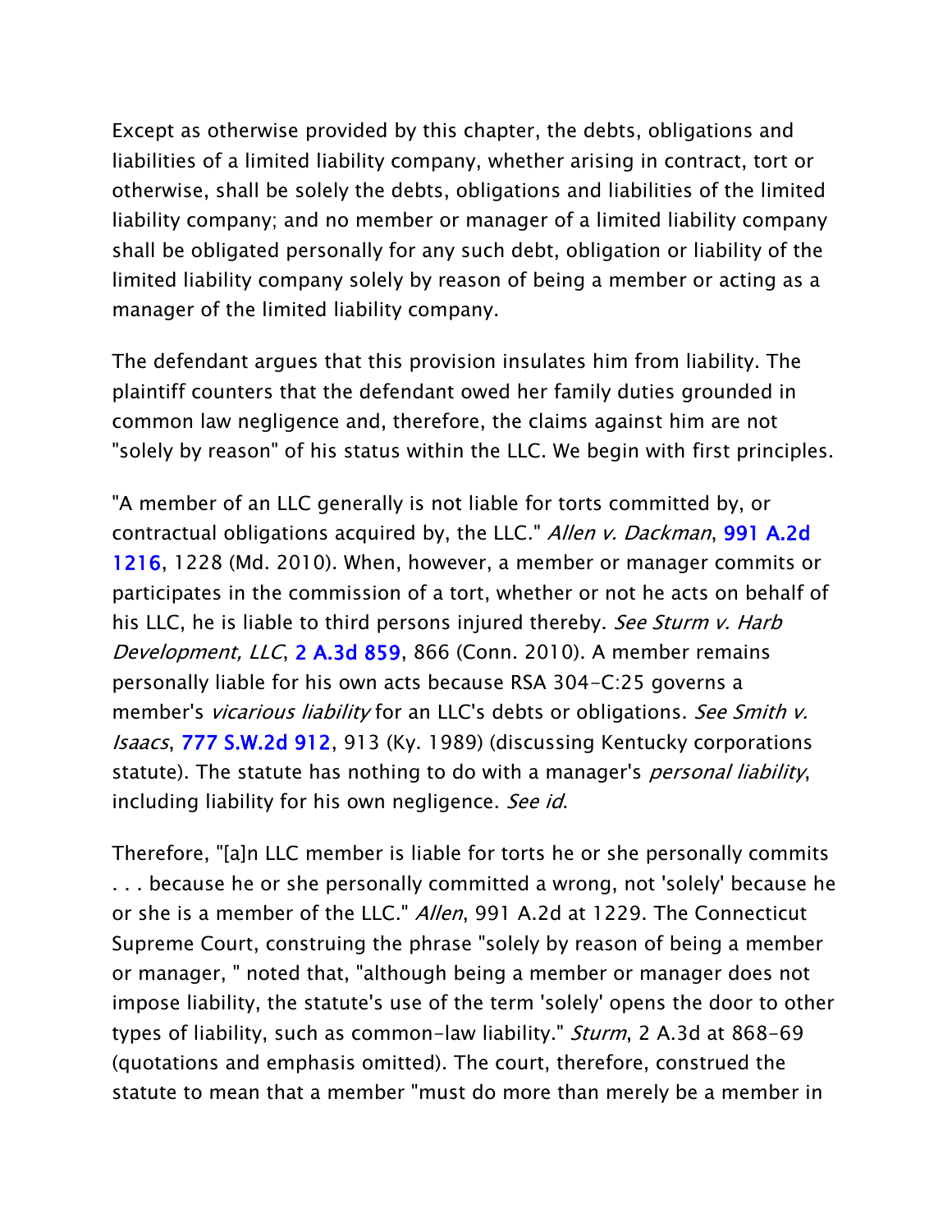Except as otherwise provided by this chapter, the debts, obligations and liabilities of a limited liability company, whether arising in contract, tort or otherwise, shall be solely the debts, obligations and liabilities of the limited liability company; and no member or manager of a limited liability company shall be obligated personally for any such debt, obligation or liability of the limited liability company solely by reason of being a member or acting as a manager of the limited liability company.

The defendant argues that this provision insulates him from liability. The plaintiff counters that the defendant owed her family duties grounded in common law negligence and, therefore, the claims against him are not "solely by reason" of his status within the LLC. We begin with first principles.

"A member of an LLC generally is not liable for torts committed by, or contractual obligations acquired by, the LLC." *Allen v. Dackman*, 991 A.2d 1216, 1228 (Md. 2010). When, however, a member or manager commits or participates in the commission of a tort, whether or not he acts on behalf of his LLC, he is liable to third persons injured thereby. *See Sturm v. Harb Development, LLC*, 2 A.3d 859, 866 (Conn. 2010). A member remains personally liable for his own acts because RSA 304-C:25 governs a member's *vicarious liability* for an LLC's debts or obligations. *See Smith v. Isaacs*, 777 S.W.2d 912, 913 (Ky. 1989) (discussing Kentucky corporations statute). The statute has nothing to do with a manager's *personal liability*, including liability for his own negligence. *See id*.

Therefore, "[a]n LLC member is liable for torts he or she personally commits . . . because he or she personally committed a wrong, not 'solely' because he or she is a member of the LLC." *Allen*, 991 A.2d at 1229. The Connecticut Supreme Court, construing the phrase "solely by reason of being a member or manager, " noted that, "although being a member or manager does not impose liability, the statute's use of the term 'solely' opens the door to other types of liability, such as common-law liability." *Sturm*, 2 A.3d at 868-69 (quotations and emphasis omitted). The court, therefore, construed the statute to mean that a member "must do more than merely be a member in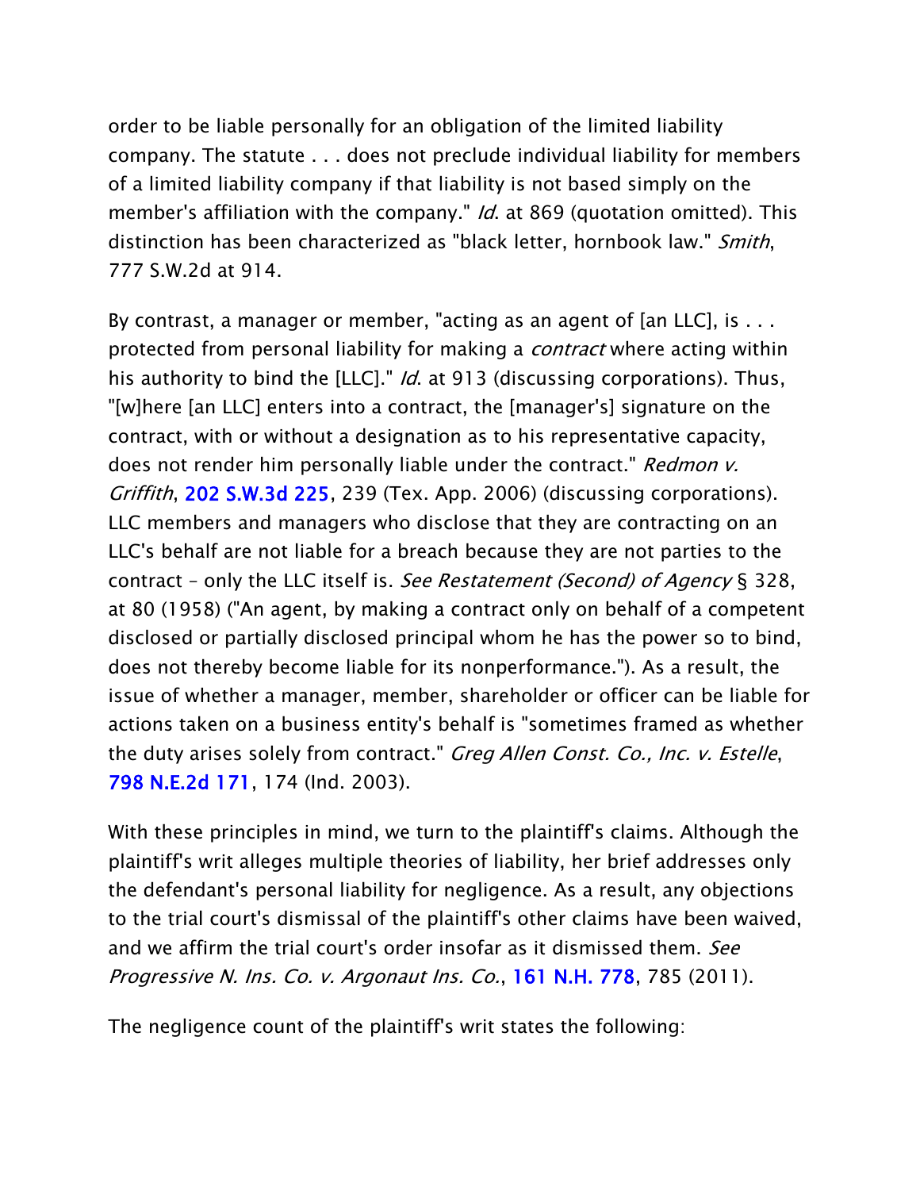order to be liable personally for an obligation of the limited liability company. The statute . . . does not preclude individual liability for members of a limited liability company if that liability is not based simply on the member's affiliation with the company." *Id.* at 869 (quotation omitted). This distinction has been characterized as "black letter, hornbook law." *Smith*, 777 S.W.2d at 914.

By contrast, a manager or member, "acting as an agent of [an LLC], is . . . protected from personal liability for making a *contract* where acting within his authority to bind the [LLC]." *Id.* at 913 (discussing corporations). Thus, "[w]here [an LLC] enters into a contract, the [manager's] signature on the contract, with or without a designation as to his representative capacity, does not render him personally liable under the contract." *Redmon v. Griffith*, 202 S.W.3d 225, 239 (Tex. App. 2006) (discussing corporations). LLC members and managers who disclose that they are contracting on an LLC's behalf are not liable for a breach because they are not parties to the contract – only the LLC itself is. *See Restatement (Second) of Agency* § 328, at 80 (1958) ("An agent, by making a contract only on behalf of a competent disclosed or partially disclosed principal whom he has the power so to bind, does not thereby become liable for its nonperformance."). As a result, the issue of whether a manager, member, shareholder or officer can be liable for actions taken on a business entity's behalf is "sometimes framed as whether the duty arises solely from contract." *Greg Allen Const. Co., Inc. v. Estelle*, 798 N.E.2d 171, 174 (Ind. 2003).

With these principles in mind, we turn to the plaintiff's claims. Although the plaintiff's writ alleges multiple theories of liability, her brief addresses only the defendant's personal liability for negligence. As a result, any objections to the trial court's dismissal of the plaintiff's other claims have been waived, and we affirm the trial court's order insofar as it dismissed them. *See Progressive N. Ins. Co. v. Argonaut Ins. Co.*, 161 N.H. 778, 785 (2011).

The negligence count of the plaintiff's writ states the following: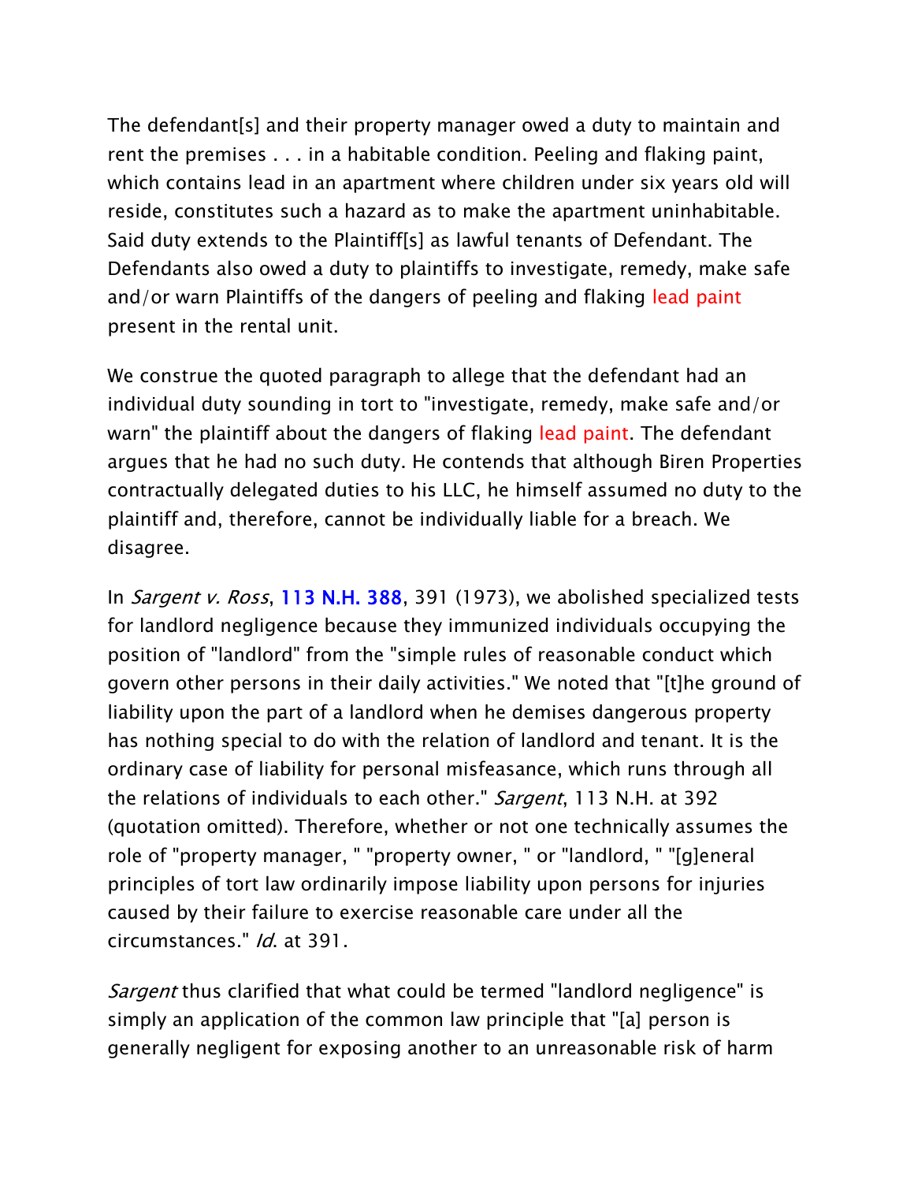The defendant[s] and their property manager owed a duty to maintain and rent the premises . . . in a habitable condition. Peeling and flaking paint, which contains lead in an apartment where children under six years old will reside, constitutes such a hazard as to make the apartment uninhabitable. Said duty extends to the Plaintiff[s] as lawful tenants of Defendant. The Defendants also owed a duty to plaintiffs to investigate, remedy, make safe and/or warn Plaintiffs of the dangers of peeling and flaking lead paint present in the rental unit.

We construe the quoted paragraph to allege that the defendant had an individual duty sounding in tort to "investigate, remedy, make safe and/or warn" the plaintiff about the dangers of flaking lead paint. The defendant argues that he had no such duty. He contends that although Biren Properties contractually delegated duties to his LLC, he himself assumed no duty to the plaintiff and, therefore, cannot be individually liable for a breach. We disagree.

In *Sargent v. Ross*, 113 N.H. 388, 391 (1973), we abolished specialized tests for landlord negligence because they immunized individuals occupying the position of "landlord" from the "simple rules of reasonable conduct which govern other persons in their daily activities." We noted that "[t]he ground of liability upon the part of a landlord when he demises dangerous property has nothing special to do with the relation of landlord and tenant. It is the ordinary case of liability for personal misfeasance, which runs through all the relations of individuals to each other." *Sargent*, 113 N.H. at 392 (quotation omitted). Therefore, whether or not one technically assumes the role of "property manager, " "property owner, " or "landlord, " "[g]eneral principles of tort law ordinarily impose liability upon persons for injuries caused by their failure to exercise reasonable care under all the circumstances." *Id.* at 391.

*Sargent* thus clarified that what could be termed "landlord negligence" is simply an application of the common law principle that "[a] person is generally negligent for exposing another to an unreasonable risk of harm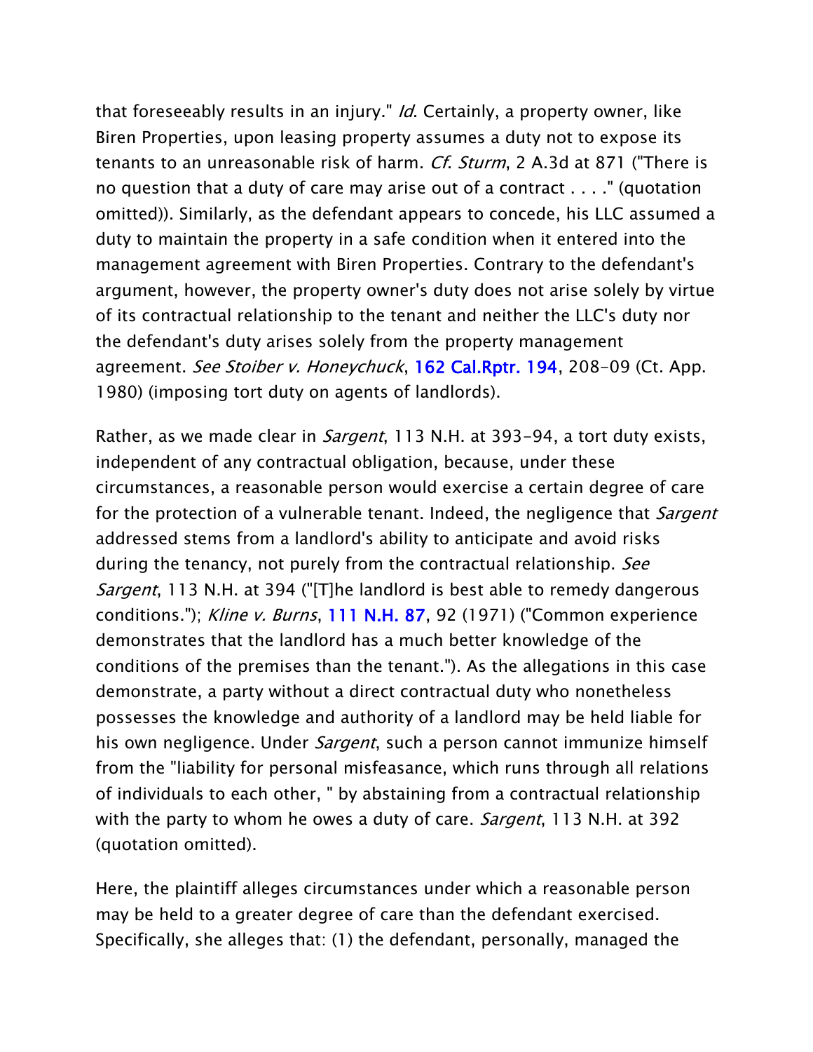that foreseeably results in an injury." *Id*. Certainly, a property owner, like Biren Properties, upon leasing property assumes a duty not to expose its tenants to an unreasonable risk of harm. *Cf. Sturm*, 2 A.3d at 871 ("There is no question that a duty of care may arise out of a contract . . . ." (quotation omitted)). Similarly, as the defendant appears to concede, his LLC assumed a duty to maintain the property in a safe condition when it entered into the management agreement with Biren Properties. Contrary to the defendant's argument, however, the property owner's duty does not arise solely by virtue of its contractual relationship to the tenant and neither the LLC's duty nor the defendant's duty arises solely from the property management agreement. *See Stoiber v. Honeychuck*, 162 Cal.Rptr. 194, 208-09 (Ct. App. 1980) (imposing tort duty on agents of landlords).

Rather, as we made clear in *Sargent*, 113 N.H. at 393-94, a tort duty exists, independent of any contractual obligation, because, under these circumstances, a reasonable person would exercise a certain degree of care for the protection of a vulnerable tenant. Indeed, the negligence that *Sargent* addressed stems from a landlord's ability to anticipate and avoid risks during the tenancy, not purely from the contractual relationship. *See Sargent*, 113 N.H. at 394 ("[T]he landlord is best able to remedy dangerous conditions."); *Kline v. Burns*, 111 N.H. 87, 92 (1971) ("Common experience demonstrates that the landlord has a much better knowledge of the conditions of the premises than the tenant."). As the allegations in this case demonstrate, a party without a direct contractual duty who nonetheless possesses the knowledge and authority of a landlord may be held liable for his own negligence. Under *Sargent*, such a person cannot immunize himself from the "liability for personal misfeasance, which runs through all relations of individuals to each other, " by abstaining from a contractual relationship with the party to whom he owes a duty of care. *Sargent*, 113 N.H. at 392 (quotation omitted).

Here, the plaintiff alleges circumstances under which a reasonable person may be held to a greater degree of care than the defendant exercised. Specifically, she alleges that: (1) the defendant, personally, managed the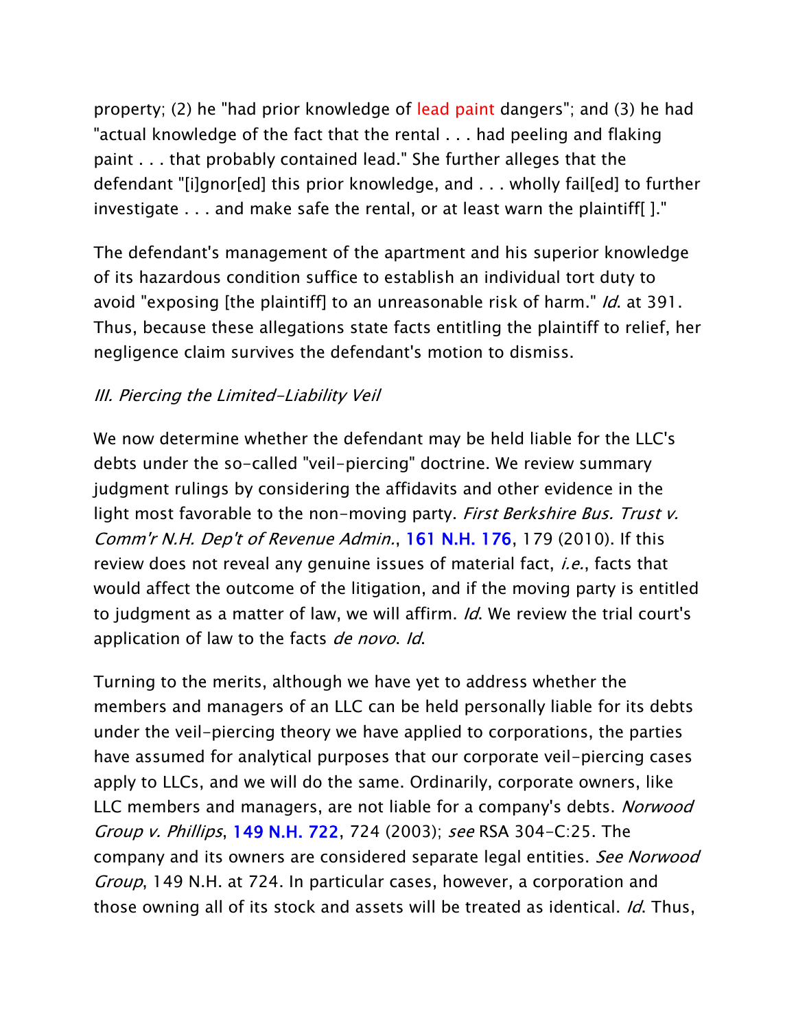property; (2) he "had prior knowledge of lead paint dangers"; and (3) he had "actual knowledge of the fact that the rental . . . had peeling and flaking paint . . . that probably contained lead." She further alleges that the defendant "[i]gnor[ed] this prior knowledge, and . . . wholly fail[ed] to further investigate . . . and make safe the rental, or at least warn the plaintiff[ ]."

The defendant's management of the apartment and his superior knowledge of its hazardous condition suffice to establish an individual tort duty to avoid "exposing [the plaintiff] to an unreasonable risk of harm." *Id*. at 391. Thus, because these allegations state facts entitling the plaintiff to relief, her negligence claim survives the defendant's motion to dismiss.

### *III. Piercing the Limited-Liability Veil*

We now determine whether the defendant may be held liable for the LLC's debts under the so-called "veil-piercing" doctrine. We review summary judgment rulings by considering the affidavits and other evidence in the light most favorable to the non-moving party. *First Berkshire Bus. Trust v. Comm'r N.H. Dep't of Revenue Admin.*, 161 N.H. 176, 179 (2010). If this review does not reveal any genuine issues of material fact, *i.e.*, facts that would affect the outcome of the litigation, and if the moving party is entitled to judgment as a matter of law, we will affirm. *Id*. We review the trial court's application of law to the facts *de novo*. *Id*.

Turning to the merits, although we have yet to address whether the members and managers of an LLC can be held personally liable for its debts under the veil-piercing theory we have applied to corporations, the parties have assumed for analytical purposes that our corporate veil-piercing cases apply to LLCs, and we will do the same. Ordinarily, corporate owners, like LLC members and managers, are not liable for a company's debts. *Norwood Group v. Phillips*, 149 N.H. 722, 724 (2003); *see* RSA 304-C:25. The company and its owners are considered separate legal entities. *See Norwood Group*, 149 N.H. at 724. In particular cases, however, a corporation and those owning all of its stock and assets will be treated as identical. *Id*. Thus,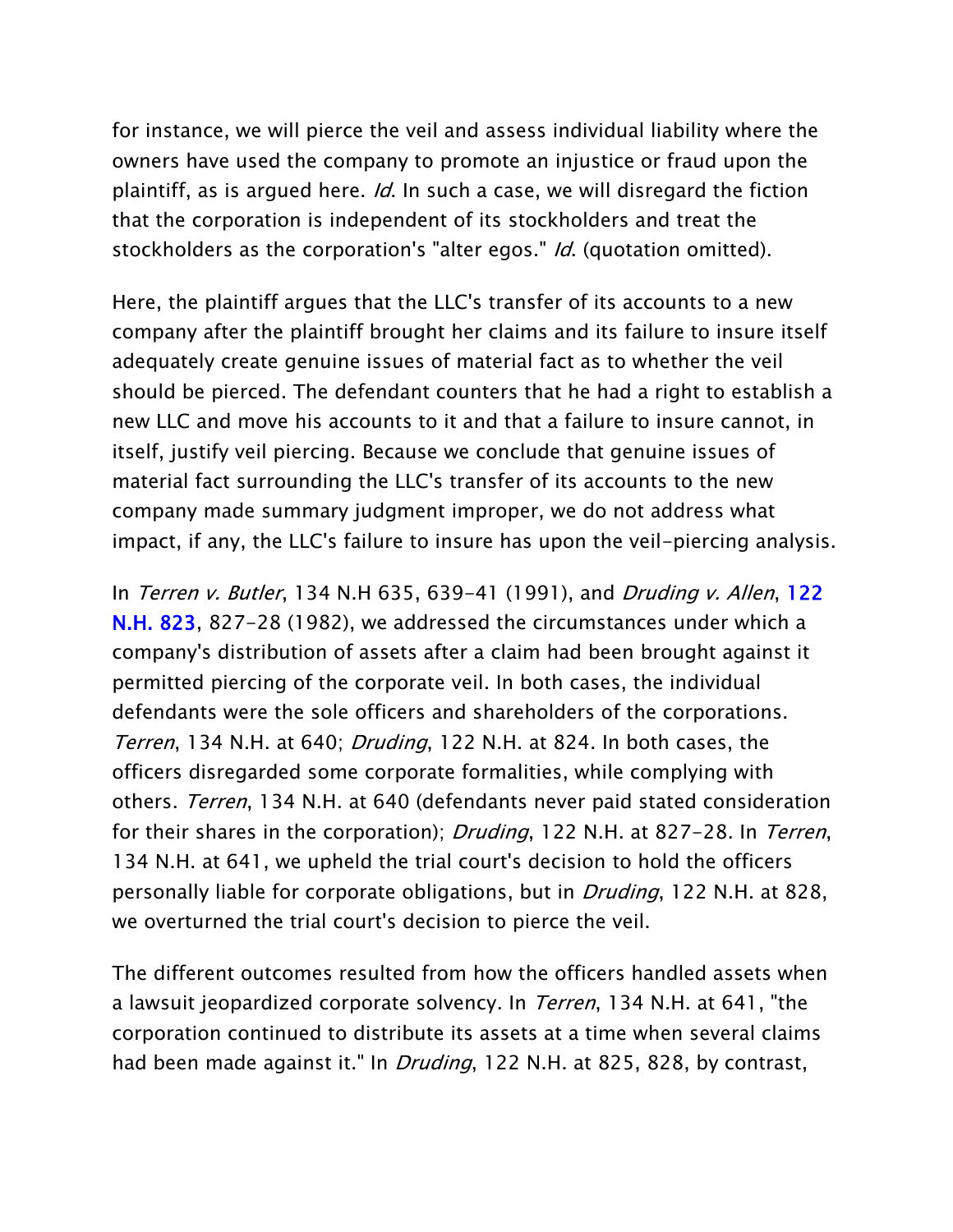for instance, we will pierce the veil and assess individual liability where the owners have used the company to promote an injustice or fraud upon the plaintiff, as is argued here. *Id*. In such a case, we will disregard the fiction that the corporation is independent of its stockholders and treat the stockholders as the corporation's "alter egos." *Id*. (quotation omitted).

Here, the plaintiff argues that the LLC's transfer of its accounts to a new company after the plaintiff brought her claims and its failure to insure itself adequately create genuine issues of material fact as to whether the veil should be pierced. The defendant counters that he had a right to establish a new LLC and move his accounts to it and that a failure to insure cannot, in itself, justify veil piercing. Because we conclude that genuine issues of material fact surrounding the LLC's transfer of its accounts to the new company made summary judgment improper, we do not address what impact, if any, the LLC's failure to insure has upon the veil-piercing analysis.

In *Terren v. Butler*, 134 N.H 635, 639-41 (1991), and *Druding v. Allen*, 122 N.H. 823, 827-28 (1982), we addressed the circumstances under which a company's distribution of assets after a claim had been brought against it permitted piercing of the corporate veil. In both cases, the individual defendants were the sole officers and shareholders of the corporations. *Terren*, 134 N.H. at 640; *Druding*, 122 N.H. at 824. In both cases, the officers disregarded some corporate formalities, while complying with others. *Terren*, 134 N.H. at 640 (defendants never paid stated consideration for their shares in the corporation); *Druding*, 122 N.H. at 827-28. In *Terren*, 134 N.H. at 641, we upheld the trial court's decision to hold the officers personally liable for corporate obligations, but in *Druding*, 122 N.H. at 828, we overturned the trial court's decision to pierce the veil.

The different outcomes resulted from how the officers handled assets when a lawsuit jeopardized corporate solvency. In *Terren*, 134 N.H. at 641, "the corporation continued to distribute its assets at a time when several claims had been made against it." In *Druding*, 122 N.H. at 825, 828, by contrast,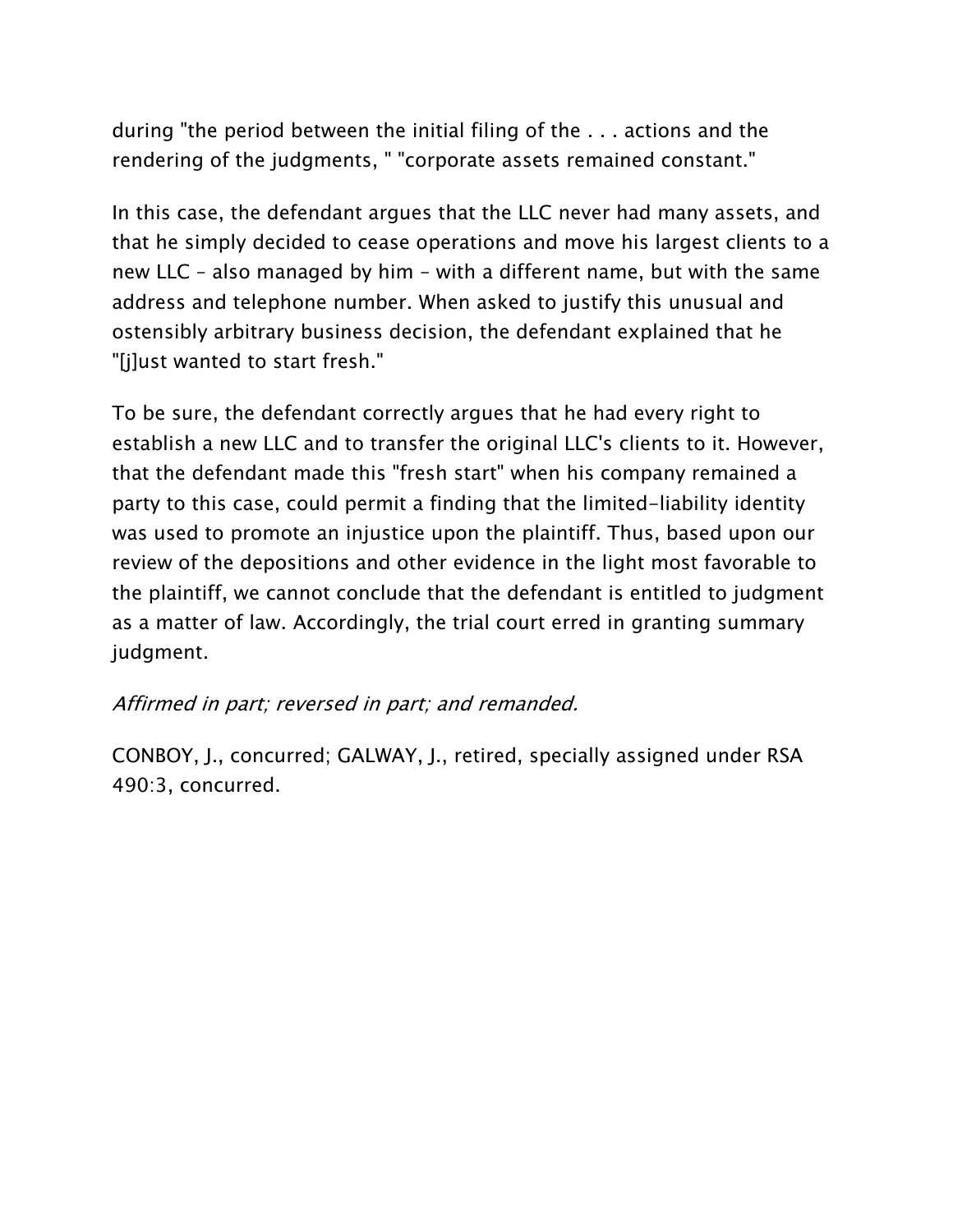during "the period between the initial filing of the . . . actions and the rendering of the judgments, " "corporate assets remained constant."

In this case, the defendant argues that the LLC never had many assets, and that he simply decided to cease operations and move his largest clients to a new LLC – also managed by him – with a different name, but with the same address and telephone number. When asked to justify this unusual and ostensibly arbitrary business decision, the defendant explained that he "[j]ust wanted to start fresh."

To be sure, the defendant correctly argues that he had every right to establish a new LLC and to transfer the original LLC's clients to it. However, that the defendant made this "fresh start" when his company remained a party to this case, could permit a finding that the limited-liability identity was used to promote an injustice upon the plaintiff. Thus, based upon our review of the depositions and other evidence in the light most favorable to the plaintiff, we cannot conclude that the defendant is entitled to judgment as a matter of law. Accordingly, the trial court erred in granting summary judgment.

*Affirmed in part; reversed in part; and remanded.*

CONBOY, J., concurred; GALWAY, J., retired, specially assigned under RSA 490:3, concurred.